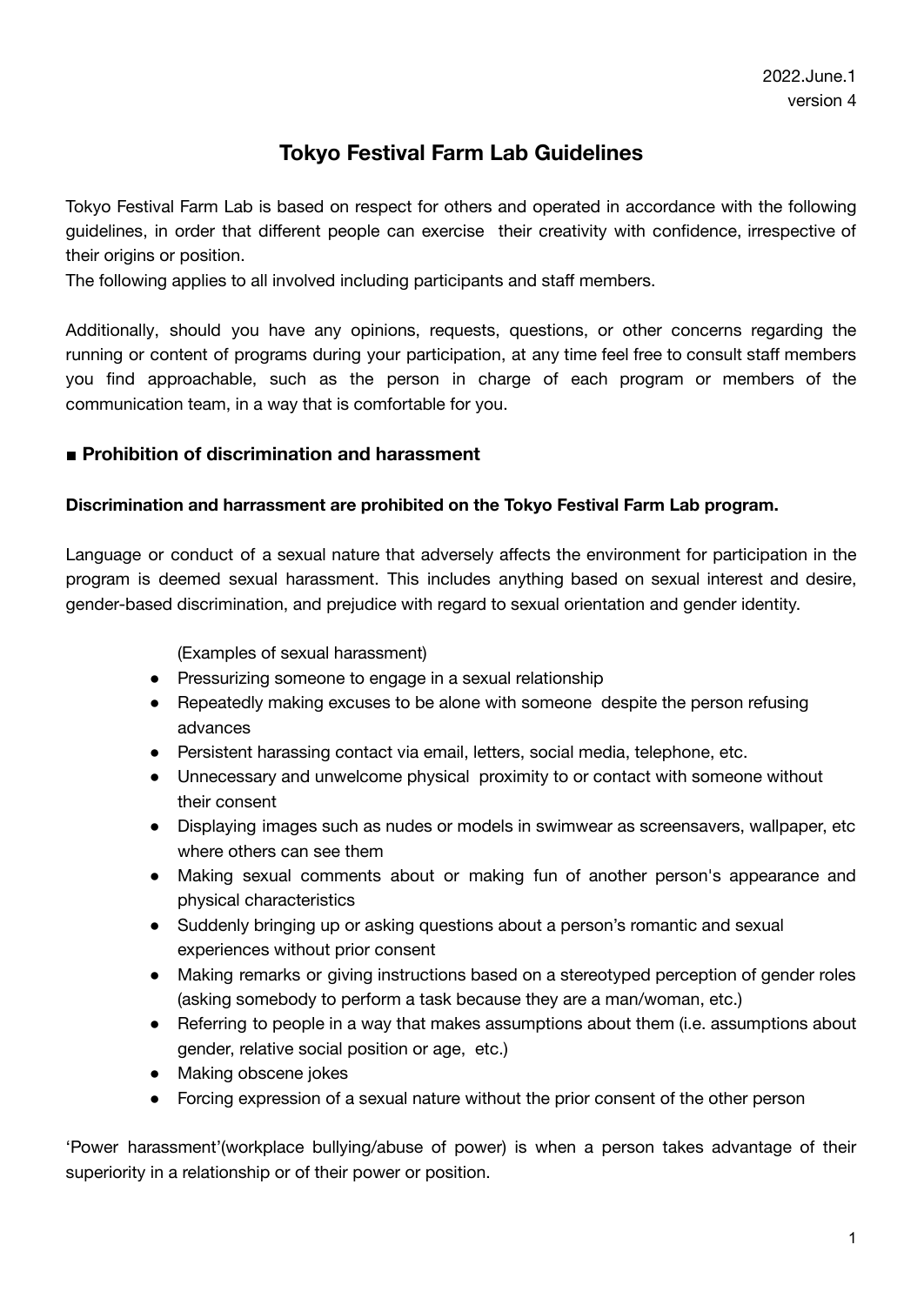2022.June.1
version 4

# Tokyo Festival Farm Lab Guidelines

Tokyo Festival Farm Lab is based on respect for others and operated in accordance with the following guidelines, in order that different people can exercise their creativity with confidence, irrespective of their origins or position.
The following applies to all involved including participants and staff members.

Additionally, should you have any opinions, requests, questions, or other concerns regarding the running or content of programs during your participation, at any time feel free to consult staff members you find approachable, such as the person in charge of each program or members of the communication team, in a way that is comfortable for you.

## ■ Prohibition of discrimination and harassment

**Discrimination and harrassment are prohibited on the Tokyo Festival Farm Lab program.**

Language or conduct of a sexual nature that adversely affects the environment for participation in the program is deemed sexual harassment. This includes anything based on sexual interest and desire, gender-based discrimination, and prejudice with regard to sexual orientation and gender identity.

(Examples of sexual harassment)

- Pressurizing someone to engage in a sexual relationship
- Repeatedly making excuses to be alone with someone despite the person refusing advances
- Persistent harassing contact via email, letters, social media, telephone, etc.
- Unnecessary and unwelcome physical proximity to or contact with someone without their consent
- Displaying images such as nudes or models in swimwear as screensavers, wallpaper, etc where others can see them
- Making sexual comments about or making fun of another person's appearance and physical characteristics
- Suddenly bringing up or asking questions about a person's romantic and sexual experiences without prior consent
- Making remarks or giving instructions based on a stereotyped perception of gender roles (asking somebody to perform a task because they are a man/woman, etc.)
- Referring to people in a way that makes assumptions about them (i.e. assumptions about gender, relative social position or age, etc.)
- Making obscene jokes
- Forcing expression of a sexual nature without the prior consent of the other person

'Power harassment'(workplace bullying/abuse of power) is when a person takes advantage of their superiority in a relationship or of their power or position.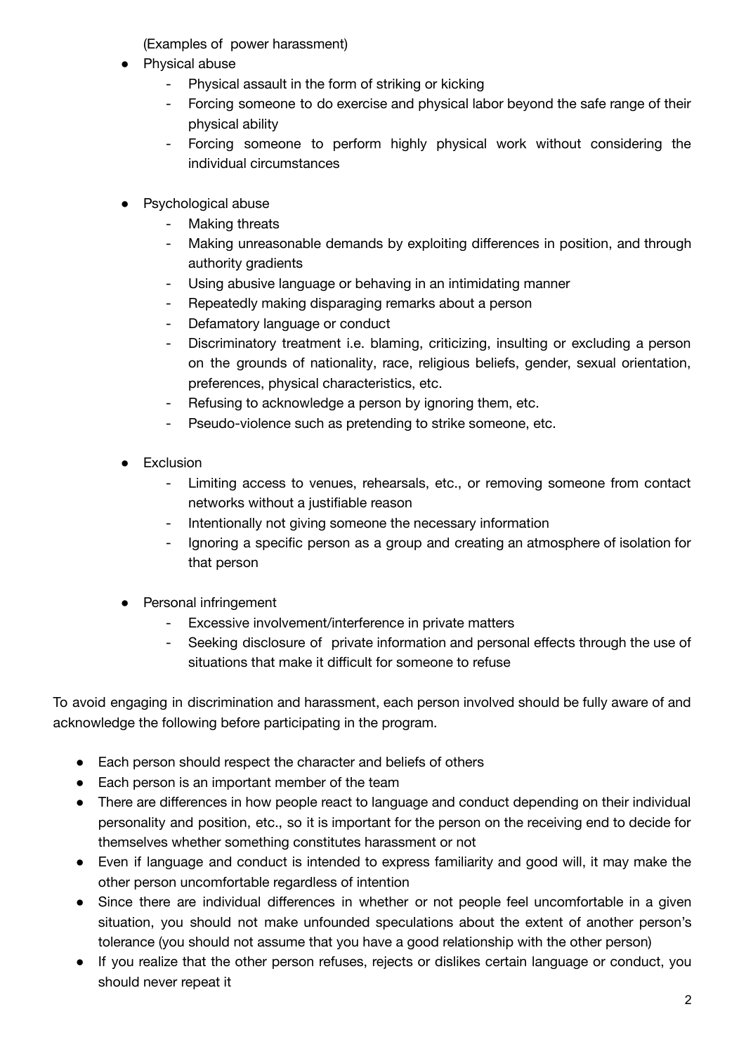(Examples of power harassment)

- Physical abuse
  - Physical assault in the form of striking or kicking
  - Forcing someone to do exercise and physical labor beyond the safe range of their physical ability
  - Forcing someone to perform highly physical work without considering the individual circumstances

- Psychological abuse
  - Making threats
  - Making unreasonable demands by exploiting differences in position, and through authority gradients
  - Using abusive language or behaving in an intimidating manner
  - Repeatedly making disparaging remarks about a person
  - Defamatory language or conduct
  - Discriminatory treatment i.e. blaming, criticizing, insulting or excluding a person on the grounds of nationality, race, religious beliefs, gender, sexual orientation, preferences, physical characteristics, etc.
  - Refusing to acknowledge a person by ignoring them, etc.
  - Pseudo-violence such as pretending to strike someone, etc.

- Exclusion
  - Limiting access to venues, rehearsals, etc., or removing someone from contact networks without a justifiable reason
  - Intentionally not giving someone the necessary information
  - Ignoring a specific person as a group and creating an atmosphere of isolation for that person

- Personal infringement
  - Excessive involvement/interference in private matters
  - Seeking disclosure of private information and personal effects through the use of situations that make it difficult for someone to refuse

To avoid engaging in discrimination and harassment, each person involved should be fully aware of and acknowledge the following before participating in the program.

- Each person should respect the character and beliefs of others
- Each person is an important member of the team
- There are differences in how people react to language and conduct depending on their individual personality and position, etc., so it is important for the person on the receiving end to decide for themselves whether something constitutes harassment or not
- Even if language and conduct is intended to express familiarity and good will, it may make the other person uncomfortable regardless of intention
- Since there are individual differences in whether or not people feel uncomfortable in a given situation, you should not make unfounded speculations about the extent of another person's tolerance (you should not assume that you have a good relationship with the other person)
- If you realize that the other person refuses, rejects or dislikes certain language or conduct, you should never repeat it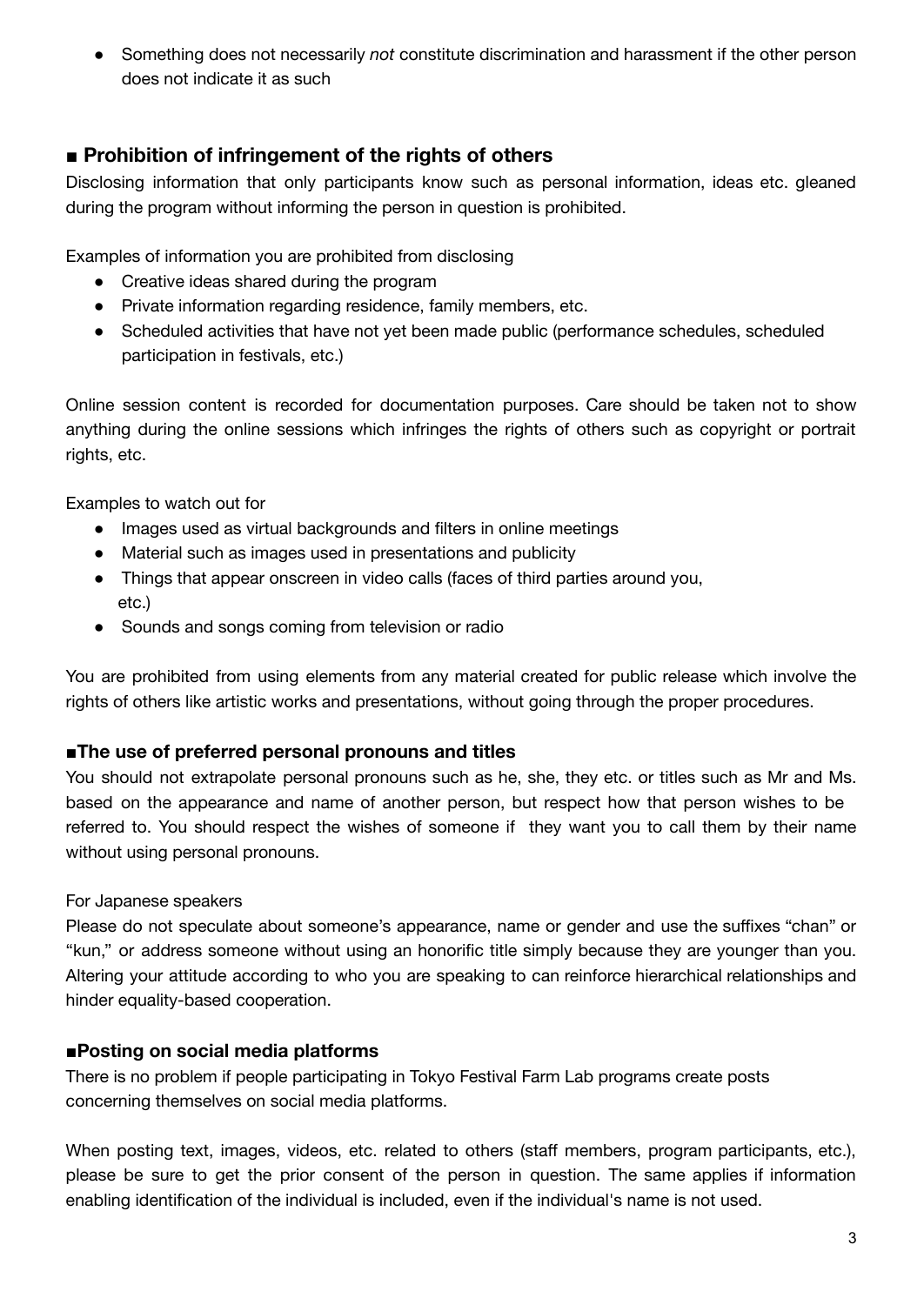- Something does not necessarily *not* constitute discrimination and harassment if the other person does not indicate it as such

## ■ Prohibition of infringement of the rights of others

Disclosing information that only participants know such as personal information, ideas etc. gleaned during the program without informing the person in question is prohibited.

Examples of information you are prohibited from disclosing

- Creative ideas shared during the program
- Private information regarding residence, family members, etc.
- Scheduled activities that have not yet been made public (performance schedules, scheduled participation in festivals, etc.)

Online session content is recorded for documentation purposes. Care should be taken not to show anything during the online sessions which infringes the rights of others such as copyright or portrait rights, etc.

Examples to watch out for

- Images used as virtual backgrounds and filters in online meetings
- Material such as images used in presentations and publicity
- Things that appear onscreen in video calls (faces of third parties around you, etc.)
- Sounds and songs coming from television or radio

You are prohibited from using elements from any material created for public release which involve the rights of others like artistic works and presentations, without going through the proper procedures.

### ■The use of preferred personal pronouns and titles

You should not extrapolate personal pronouns such as he, she, they etc. or titles such as Mr and Ms. based on the appearance and name of another person, but respect how that person wishes to be referred to. You should respect the wishes of someone if they want you to call them by their name without using personal pronouns.

For Japanese speakers

Please do not speculate about someone's appearance, name or gender and use the suffixes "chan" or "kun," or address someone without using an honorific title simply because they are younger than you. Altering your attitude according to who you are speaking to can reinforce hierarchical relationships and hinder equality-based cooperation.

### ■Posting on social media platforms

There is no problem if people participating in Tokyo Festival Farm Lab programs create posts concerning themselves on social media platforms.

When posting text, images, videos, etc. related to others (staff members, program participants, etc.), please be sure to get the prior consent of the person in question. The same applies if information enabling identification of the individual is included, even if the individual's name is not used.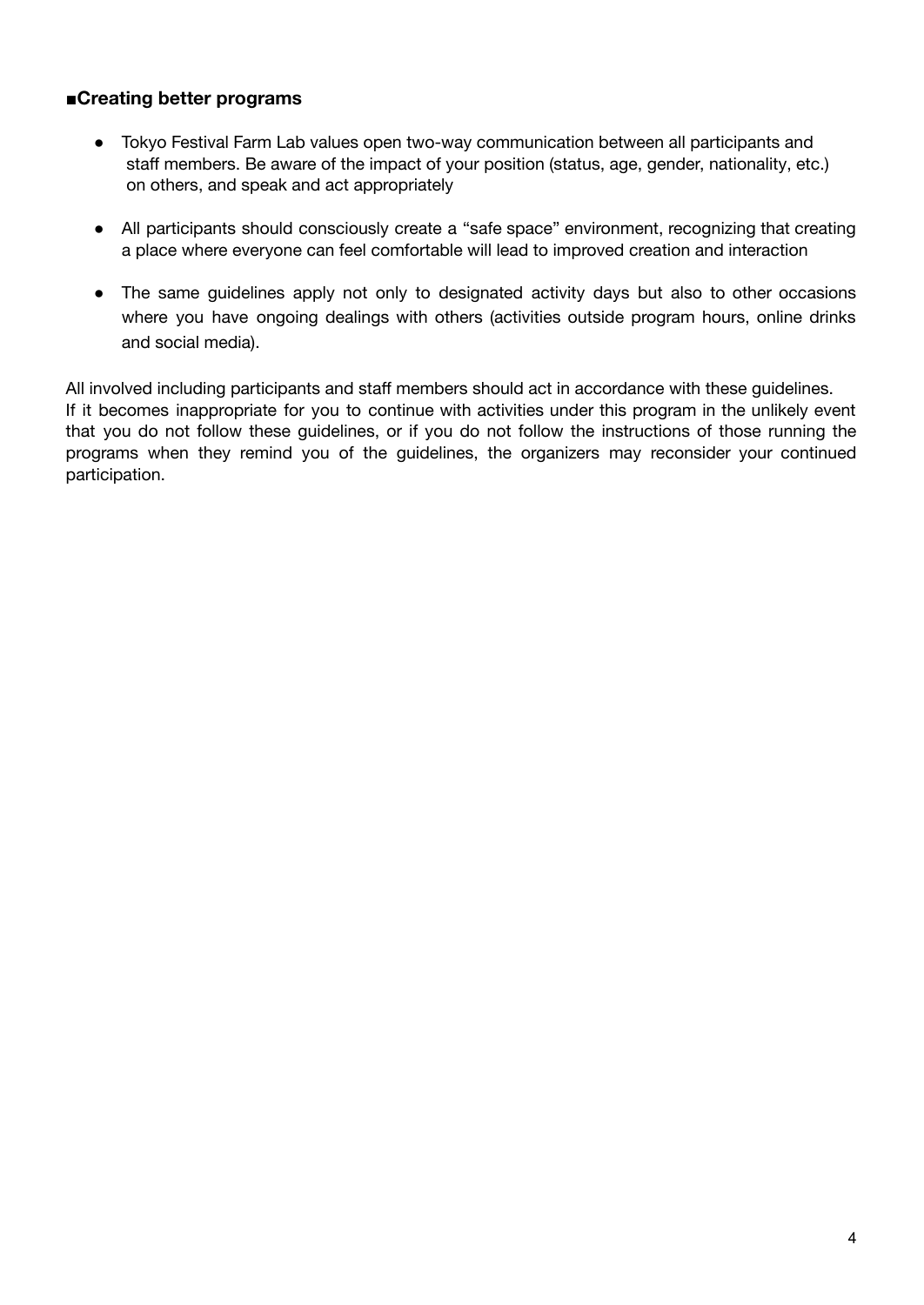### ■Creating better programs

- Tokyo Festival Farm Lab values open two-way communication between all participants and staff members. Be aware of the impact of your position (status, age, gender, nationality, etc.) on others, and speak and act appropriately
- All participants should consciously create a "safe space" environment, recognizing that creating a place where everyone can feel comfortable will lead to improved creation and interaction
- The same guidelines apply not only to designated activity days but also to other occasions where you have ongoing dealings with others (activities outside program hours, online drinks and social media).

All involved including participants and staff members should act in accordance with these guidelines.
If it becomes inappropriate for you to continue with activities under this program in the unlikely event that you do not follow these guidelines, or if you do not follow the instructions of those running the programs when they remind you of the guidelines, the organizers may reconsider your continued participation.